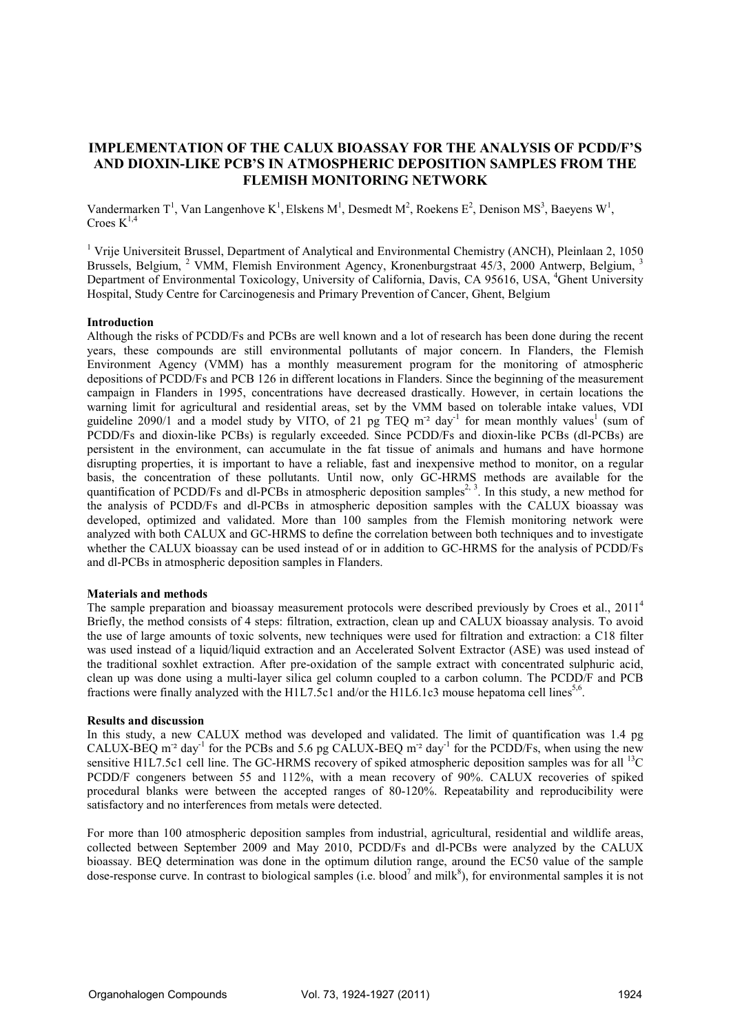# IMPLEMENTATION OF THE CALUX BIOASSAY FOR THE ANALYSIS OF PCDD/F'S AND DIOXIN-LIKE PCB'S IN ATMOSPHERIC DEPOSITION SAMPLES FROM THE FLEMISH MONITORING NETWORK

Vandermarken T[1], Van Langenhove K[1], Elskens M[1], Desmedt M[2], Roekens E[2], Denison MS[3], Baeyens W[1], Croes K[1,4]

[1] Vrije Universiteit Brussel, Department of Analytical and Environmental Chemistry (ANCH), Pleinlaan 2, 1050 Brussels, Belgium, [2] VMM, Flemish Environment Agency, Kronenburgstraat 45/3, 2000 Antwerp, Belgium, [3] Department of Environmental Toxicology, University of California, Davis, CA 95616, USA, [4] Ghent University Hospital, Study Centre for Carcinogenesis and Primary Prevention of Cancer, Ghent, Belgium

## Introduction

Although the risks of PCDD/Fs and PCBs are well known and a lot of research has been done during the recent years, these compounds are still environmental pollutants of major concern. In Flanders, the Flemish Environment Agency (VMM) has a monthly measurement program for the monitoring of atmospheric depositions of PCDD/Fs and PCB 126 in different locations in Flanders. Since the beginning of the measurement campaign in Flanders in 1995, concentrations have decreased drastically. However, in certain locations the warning limit for agricultural and residential areas, set by the VMM based on tolerable intake values, VDI guideline 2090/1 and a model study by VITO, of 21 pg TEQ $m^{-2}$ $day^{-1}$ for mean monthly values[1] (sum of PCDD/Fs and dioxin-like PCBs) is regularly exceeded. Since PCDD/Fs and dioxin-like PCBs (dl-PCBs) are persistent in the environment, can accumulate in the fat tissue of animals and humans and have hormone disrupting properties, it is important to have a reliable, fast and inexpensive method to monitor, on a regular basis, the concentration of these pollutants. Until now, only GC-HRMS methods are available for the quantification of PCDD/Fs and dl-PCBs in atmospheric deposition samples[2, 3]. In this study, a new method for the analysis of PCDD/Fs and dl-PCBs in atmospheric deposition samples with the CALUX bioassay was developed, optimized and validated. More than 100 samples from the Flemish monitoring network were analyzed with both CALUX and GC-HRMS to define the correlation between both techniques and to investigate whether the CALUX bioassay can be used instead of or in addition to GC-HRMS for the analysis of PCDD/Fs and dl-PCBs in atmospheric deposition samples in Flanders.

## Materials and methods

The sample preparation and bioassay measurement protocols were described previously by Croes et al., 2011[4] Briefly, the method consists of 4 steps: filtration, extraction, clean up and CALUX bioassay analysis. To avoid the use of large amounts of toxic solvents, new techniques were used for filtration and extraction: a C18 filter was used instead of a liquid/liquid extraction and an Accelerated Solvent Extractor (ASE) was used instead of the traditional soxhlet extraction. After pre-oxidation of the sample extract with concentrated sulphuric acid, clean up was done using a multi-layer silica gel column coupled to a carbon column. The PCDD/F and PCB fractions were finally analyzed with the H1L7.5c1 and/or the H1L6.1c3 mouse hepatoma cell lines[5,6].

## Results and discussion

In this study, a new CALUX method was developed and validated. The limit of quantification was 1.4 pg CALUX-BEQ $m^{-2}$ $day^{-1}$ for the PCBs and 5.6 pg CALUX-BEQ $m^{-2}$ $day^{-1}$ for the PCDD/Fs, when using the new sensitive H1L7.5c1 cell line. The GC-HRMS recovery of spiked atmospheric deposition samples was for all $^{13}C$ PCDD/F congeners between 55 and 112%, with a mean recovery of 90%. CALUX recoveries of spiked procedural blanks were between the accepted ranges of 80-120%. Repeatability and reproducibility were satisfactory and no interferences from metals were detected.

For more than 100 atmospheric deposition samples from industrial, agricultural, residential and wildlife areas, collected between September 2009 and May 2010, PCDD/Fs and dl-PCBs were analyzed by the CALUX bioassay. BEQ determination was done in the optimum dilution range, around the EC50 value of the sample dose-response curve. In contrast to biological samples (i.e. blood[7] and milk[8]), for environmental samples it is not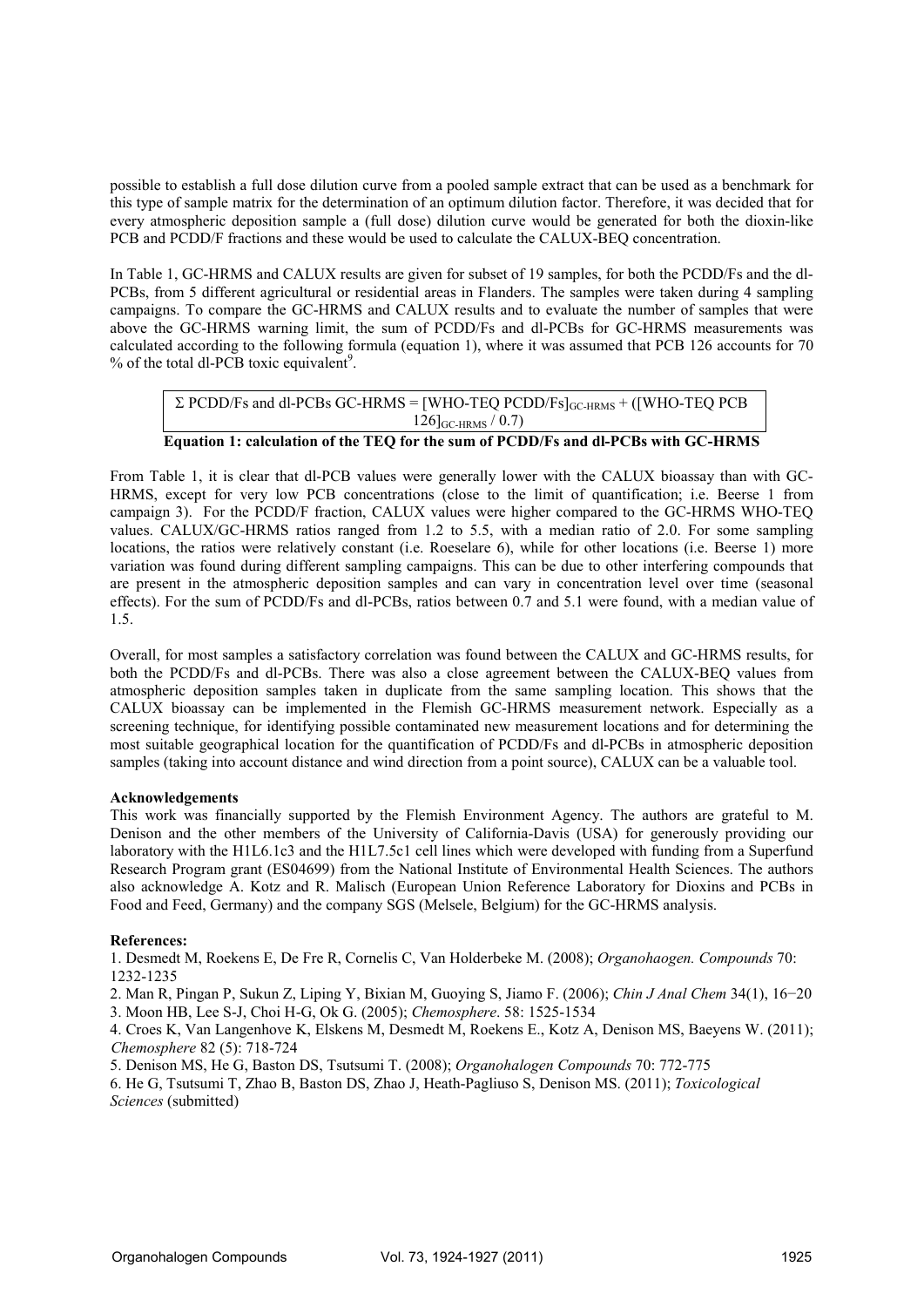possible to establish a full dose dilution curve from a pooled sample extract that can be used as a benchmark for this type of sample matrix for the determination of an optimum dilution factor. Therefore, it was decided that for every atmospheric deposition sample a (full dose) dilution curve would be generated for both the dioxin-like PCB and PCDD/F fractions and these would be used to calculate the CALUX-BEQ concentration.

In Table 1, GC-HRMS and CALUX results are given for subset of 19 samples, for both the PCDD/Fs and the dl-PCBs, from 5 different agricultural or residential areas in Flanders. The samples were taken during 4 sampling campaigns. To compare the GC-HRMS and CALUX results and to evaluate the number of samples that were above the GC-HRMS warning limit, the sum of PCDD/Fs and dl-PCBs for GC-HRMS measurements was calculated according to the following formula (equation 1), where it was assumed that PCB 126 accounts for 70 % of the total dl-PCB toxic equivalent[9].

$$\Sigma \text{ PCDD/Fs and dl-PCBs GC-HRMS} = [\text{WHO-TEQ PCDD/Fs}]_{\text{GC-HRMS}} + ([\text{WHO-TEQ PCB } 126]_{\text{GC-HRMS}} / 0.7)$$

**Equation 1: calculation of the TEQ for the sum of PCDD/Fs and dl-PCBs with GC-HRMS**

From Table 1, it is clear that dl-PCB values were generally lower with the CALUX bioassay than with GC-HRMS, except for very low PCB concentrations (close to the limit of quantification; i.e. Beerse 1 from campaign 3). For the PCDD/F fraction, CALUX values were higher compared to the GC-HRMS WHO-TEQ values. CALUX/GC-HRMS ratios ranged from 1.2 to 5.5, with a median ratio of 2.0. For some sampling locations, the ratios were relatively constant (i.e. Roeselare 6), while for other locations (i.e. Beerse 1) more variation was found during different sampling campaigns. This can be due to other interfering compounds that are present in the atmospheric deposition samples and can vary in concentration level over time (seasonal effects). For the sum of PCDD/Fs and dl-PCBs, ratios between 0.7 and 5.1 were found, with a median value of 1.5.

Overall, for most samples a satisfactory correlation was found between the CALUX and GC-HRMS results, for both the PCDD/Fs and dl-PCBs. There was also a close agreement between the CALUX-BEQ values from atmospheric deposition samples taken in duplicate from the same sampling location. This shows that the CALUX bioassay can be implemented in the Flemish GC-HRMS measurement network. Especially as a screening technique, for identifying possible contaminated new measurement locations and for determining the most suitable geographical location for the quantification of PCDD/Fs and dl-PCBs in atmospheric deposition samples (taking into account distance and wind direction from a point source), CALUX can be a valuable tool.

**Acknowledgements**

This work was financially supported by the Flemish Environment Agency. The authors are grateful to M. Denison and the other members of the University of California-Davis (USA) for generously providing our laboratory with the H1L6.1c3 and the H1L7.5c1 cell lines which were developed with funding from a Superfund Research Program grant (ES04699) from the National Institute of Environmental Health Sciences. The authors also acknowledge A. Kotz and R. Malisch (European Union Reference Laboratory for Dioxins and PCBs in Food and Feed, Germany) and the company SGS (Melsele, Belgium) for the GC-HRMS analysis.

**References:**

1. Desmedt M, Roekens E, De Fre R, Cornelis C, Van Holderbeke M. (2008); *Organohaogen. Compounds* 70: 1232-1235
2. Man R, Pingan P, Sukun Z, Liping Y, Bixian M, Guoying S, Jiamo F. (2006); *Chin J Anal Chem* 34(1), 16−20
3. Moon HB, Lee S-J, Choi H-G, Ok G. (2005); *Chemosphere*. 58: 1525-1534
4. Croes K, Van Langenhove K, Elskens M, Desmedt M, Roekens E., Kotz A, Denison MS, Baeyens W. (2011); *Chemosphere* 82 (5): 718-724
5. Denison MS, He G, Baston DS, Tsutsumi T. (2008); *Organohalogen Compounds* 70: 772-775
6. He G, Tsutsumi T, Zhao B, Baston DS, Zhao J, Heath-Pagliuso S, Denison MS. (2011); *Toxicological Sciences* (submitted)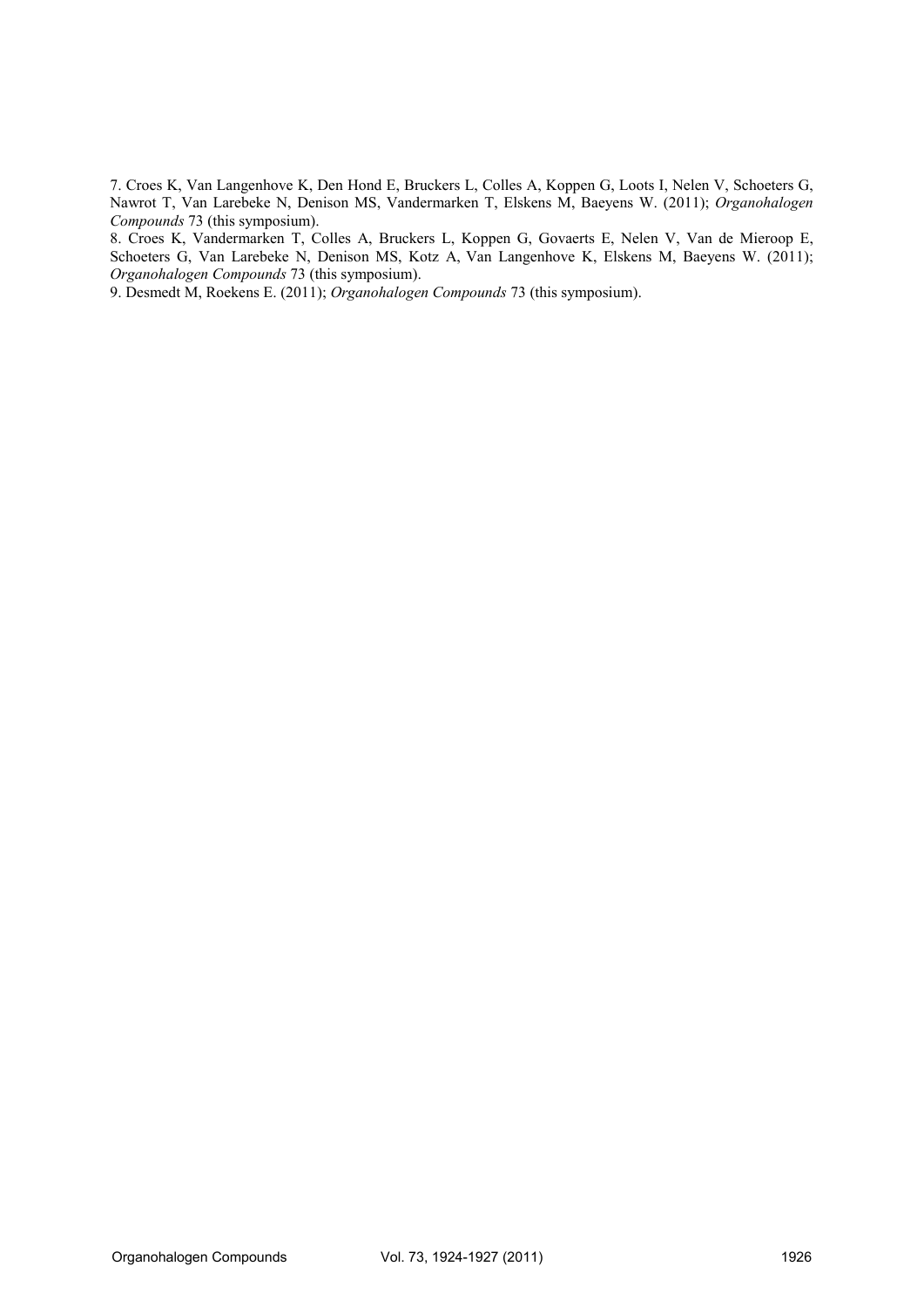7. Croes K, Van Langenhove K, Den Hond E, Bruckers L, Colles A, Koppen G, Loots I, Nelen V, Schoeters G, Nawrot T, Van Larebeke N, Denison MS, Vandermarken T, Elskens M, Baeyens W. (2011); *Organohalogen Compounds* 73 (this symposium).

8. Croes K, Vandermarken T, Colles A, Bruckers L, Koppen G, Govaerts E, Nelen V, Van de Mieroop E, Schoeters G, Van Larebeke N, Denison MS, Kotz A, Van Langenhove K, Elskens M, Baeyens W. (2011); *Organohalogen Compounds* 73 (this symposium).

9. Desmedt M, Roekens E. (2011); *Organohalogen Compounds* 73 (this symposium).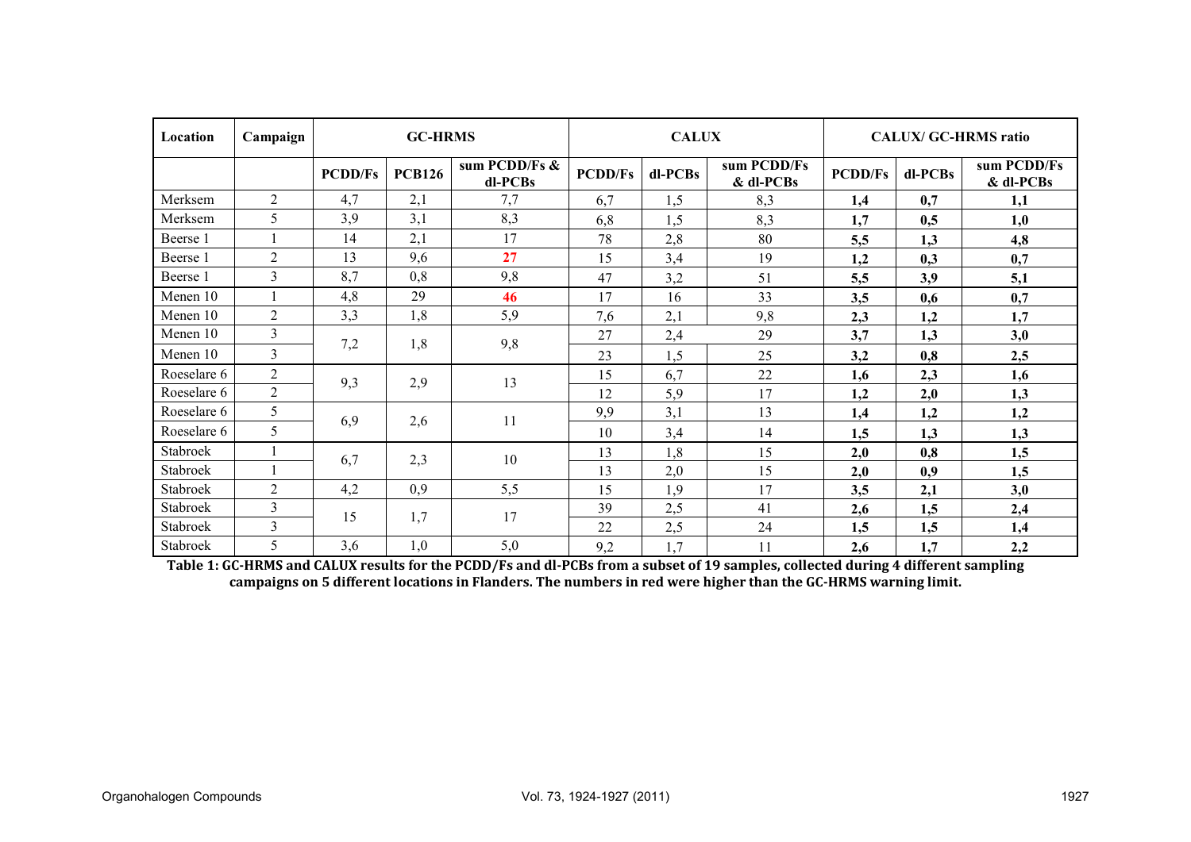| Location | Campaign | GC-HRMS | | | CALUX | | | CALUX/ GC-HRMS ratio | | |
|---|---|---|---|---|---|---|---|---|---|---|
| | | PCDD/Fs | PCB126 | sum PCDD/Fs & dl-PCBs | PCDD/Fs | dl-PCBs | sum PCDD/Fs & dl-PCBs | PCDD/Fs | dl-PCBs | sum PCDD/Fs & dl-PCBs |
| Merksem | 2 | 4,7 | 2,1 | 7,7 | 6,7 | 1,5 | 8,3 | **1,4** | **0,7** | **1,1** |
| Merksem | 5 | 3,9 | 3,1 | 8,3 | 6,8 | 1,5 | 8,3 | **1,7** | **0,5** | **1,0** |
| Beerse 1 | 1 | 14 | 2,1 | 17 | 78 | 2,8 | 80 | **5,5** | **1,3** | **4,8** |
| Beerse 1 | 2 | 13 | 9,6 | **27** | 15 | 3,4 | 19 | **1,2** | **0,3** | **0,7** |
| Beerse 1 | 3 | 8,7 | 0,8 | 9,8 | 47 | 3,2 | 51 | **5,5** | **3,9** | **5,1** |
| Menen 10 | 1 | 4,8 | 29 | **46** | 17 | 16 | 33 | **3,5** | **0,6** | **0,7** |
| Menen 10 | 2 | 3,3 | 1,8 | 5,9 | 7,6 | 2,1 | 9,8 | **2,3** | **1,2** | **1,7** |
| Menen 10 | 3 | 7,2 | 1,8 | 9,8 | 27 | 2,4 | 29 | **3,7** | **1,3** | **3,0** |
| Menen 10 | 3 | | | | 23 | 1,5 | 25 | **3,2** | **0,8** | **2,5** |
| Roeselare 6 | 2 | 9,3 | 2,9 | 13 | 15 | 6,7 | 22 | **1,6** | **2,3** | **1,6** |
| Roeselare 6 | 2 | | | | 12 | 5,9 | 17 | **1,2** | **2,0** | **1,3** |
| Roeselare 6 | 5 | 6,9 | 2,6 | 11 | 9,9 | 3,1 | 13 | **1,4** | **1,2** | **1,2** |
| Roeselare 6 | 5 | | | | 10 | 3,4 | 14 | **1,5** | **1,3** | **1,3** |
| Stabroek | 1 | 6,7 | 2,3 | 10 | 13 | 1,8 | 15 | **2,0** | **0,8** | **1,5** |
| Stabroek | 1 | | | | 13 | 2,0 | 15 | **2,0** | **0,9** | **1,5** |
| Stabroek | 2 | 4,2 | 0,9 | 5,5 | 15 | 1,9 | 17 | **3,5** | **2,1** | **3,0** |
| Stabroek | 3 | 15 | 1,7 | 17 | 39 | 2,5 | 41 | **2,6** | **1,5** | **2,4** |
| Stabroek | 3 | | | | 22 | 2,5 | 24 | **1,5** | **1,5** | **1,4** |
| Stabroek | 5 | 3,6 | 1,0 | 5,0 | 9,2 | 1,7 | 11 | **2,6** | **1,7** | **2,2** |

**Table 1: GC-HRMS and CALUX results for the PCDD/Fs and dl-PCBs from a subset of 19 samples, collected during 4 different sampling campaigns on 5 different locations in Flanders. The numbers in red were higher than the GC-HRMS warning limit.**